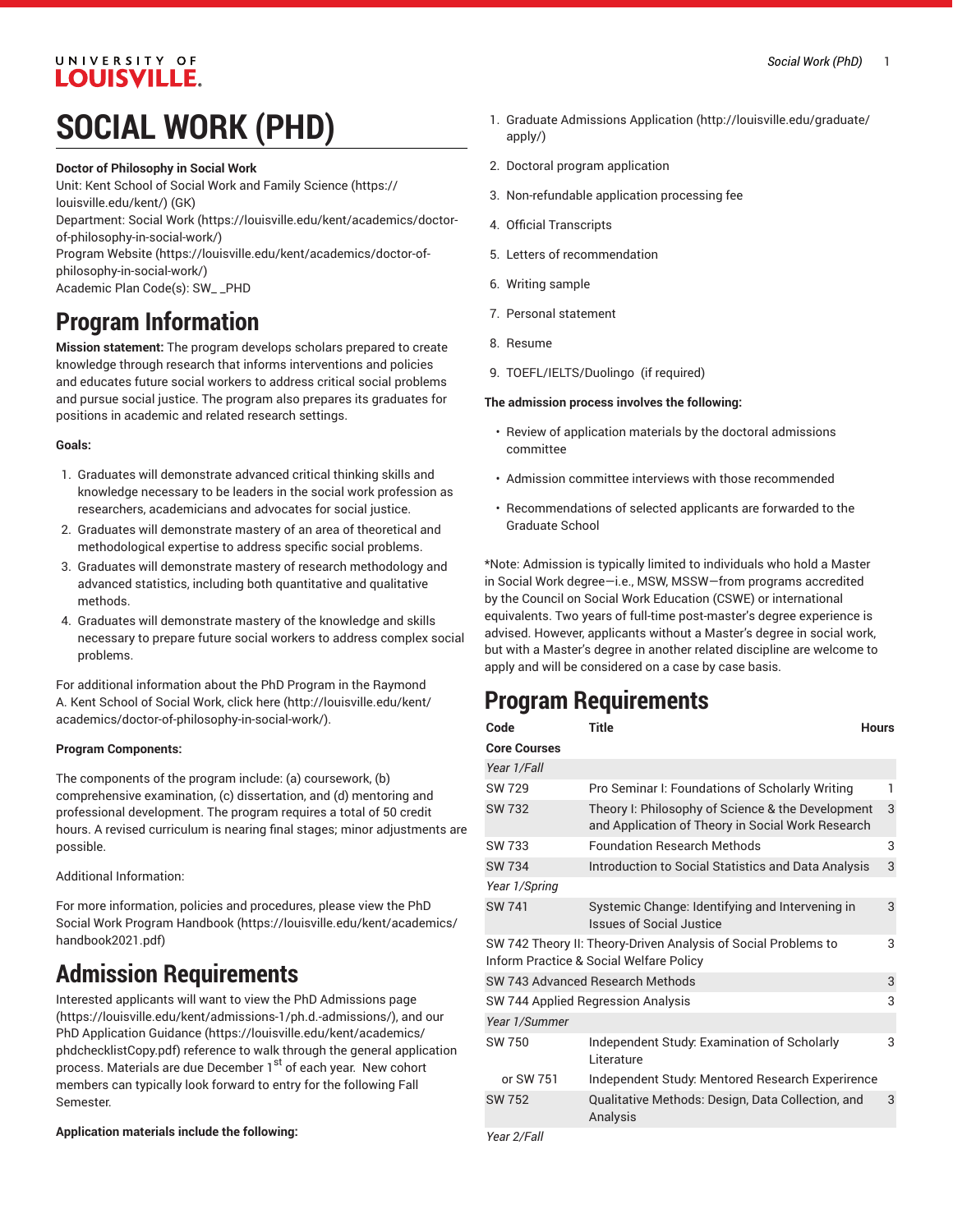# SOCIAL WORK (PHD)

**Doctor of Philosophy in Social Work**
Unit: Kent School of Social Work and Family Science (https://louisville.edu/kent/) (GK)
Department: Social Work (https://louisville.edu/kent/academics/doctor-of-philosophy-in-social-work/)
Program Website (https://louisville.edu/kent/academics/doctor-of-philosophy-in-social-work/)
Academic Plan Code(s): SW_ _PHD

## Program Information

**Mission statement:** The program develops scholars prepared to create knowledge through research that informs interventions and policies and educates future social workers to address critical social problems and pursue social justice. The program also prepares its graduates for positions in academic and related research settings.

**Goals:**

1. Graduates will demonstrate advanced critical thinking skills and knowledge necessary to be leaders in the social work profession as researchers, academicians and advocates for social justice.
2. Graduates will demonstrate mastery of an area of theoretical and methodological expertise to address specific social problems.
3. Graduates will demonstrate mastery of research methodology and advanced statistics, including both quantitative and qualitative methods.
4. Graduates will demonstrate mastery of the knowledge and skills necessary to prepare future social workers to address complex social problems.

For additional information about the PhD Program in the Raymond A. Kent School of Social Work, click here (http://louisville.edu/kent/academics/doctor-of-philosophy-in-social-work/).

**Program Components:**

The components of the program include: (a) coursework, (b) comprehensive examination, (c) dissertation, and (d) mentoring and professional development. The program requires a total of 50 credit hours. A revised curriculum is nearing final stages; minor adjustments are possible.

Additional Information:

For more information, policies and procedures, please view the PhD Social Work Program Handbook (https://louisville.edu/kent/academics/handbook2021.pdf)

## Admission Requirements

Interested applicants will want to view the PhD Admissions page (https://louisville.edu/kent/admissions-1/ph.d.-admissions/), and our PhD Application Guidance (https://louisville.edu/kent/academics/phdchecklistCopy.pdf) reference to walk through the general application process. Materials are due December 1st of each year. New cohort members can typically look forward to entry for the following Fall Semester.

**Application materials include the following:**

1. Graduate Admissions Application (http://louisville.edu/graduate/apply/)
2. Doctoral program application
3. Non-refundable application processing fee
4. Official Transcripts
5. Letters of recommendation
6. Writing sample
7. Personal statement
8. Resume
9. TOEFL/IELTS/Duolingo (if required)

**The admission process involves the following:**

- Review of application materials by the doctoral admissions committee
- Admission committee interviews with those recommended
- Recommendations of selected applicants are forwarded to the Graduate School

*Note: Admission is typically limited to individuals who hold a Master in Social Work degree—i.e., MSW, MSSW—from programs accredited by the Council on Social Work Education (CSWE) or international equivalents. Two years of full-time post-master's degree experience is advised. However, applicants without a Master's degree in social work, but with a Master's degree in another related discipline are welcome to apply and will be considered on a case by case basis.

## Program Requirements

| Code | Title | Hours |
|---|---|---|
| **Core Courses** | | |
| *Year 1/Fall* | | |
| SW 729 | Pro Seminar I: Foundations of Scholarly Writing | 1 |
| SW 732 | Theory I: Philosophy of Science & the Development and Application of Theory in Social Work Research | 3 |
| SW 733 | Foundation Research Methods | 3 |
| SW 734 | Introduction to Social Statistics and Data Analysis | 3 |
| *Year 1/Spring* | | |
| SW 741 | Systemic Change: Identifying and Intervening in Issues of Social Justice | 3 |
| SW 742 Theory II: Theory-Driven Analysis of Social Problems to Inform Practice & Social Welfare Policy | | 3 |
| SW 743 Advanced Research Methods | | 3 |
| SW 744 Applied Regression Analysis | | 3 |
| *Year 1/Summer* | | |
| SW 750 | Independent Study: Examination of Scholarly Literature | 3 |
| or SW 751 | Independent Study: Mentored Research Experirence | |
| SW 752 | Qualitative Methods: Design, Data Collection, and Analysis | 3 |
| *Year 2/Fall* | | |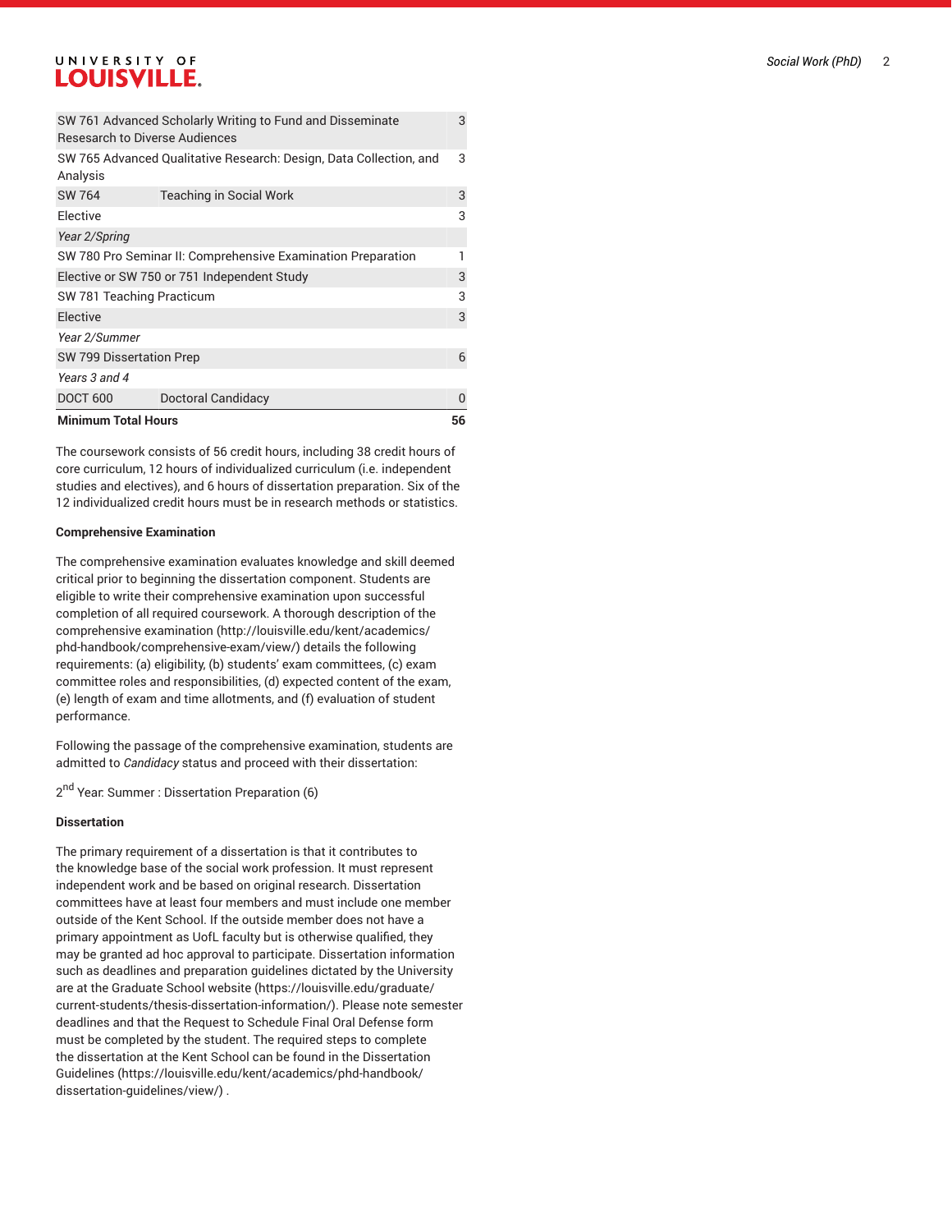| | | | |
|---|---|---|---|
| SW 761 Advanced Scholarly Writing to Fund and Disseminate Research to Diverse Audiences | | | 3 |
| SW 765 Advanced Qualitative Research: Design, Data Collection, and Analysis | | | 3 |
| SW 764 | Teaching in Social Work | | 3 |
| Elective | | | 3 |
| *Year 2/Spring* | | | |
| SW 780 Pro Seminar II: Comprehensive Examination Preparation | | | 1 |
| Elective or SW 750 or 751 Independent Study | | | 3 |
| SW 781 Teaching Practicum | | | 3 |
| Elective | | | 3 |
| *Year 2/Summer* | | | |
| SW 799 Dissertation Prep | | | 6 |
| *Years 3 and 4* | | | |
| DOCT 600 | Doctoral Candidacy | | 0 |
| **Minimum Total Hours** | | | **56** |

The coursework consists of 56 credit hours, including 38 credit hours of core curriculum, 12 hours of individualized curriculum (i.e. independent studies and electives), and 6 hours of dissertation preparation. Six of the 12 individualized credit hours must be in research methods or statistics.

**Comprehensive Examination**

The comprehensive examination evaluates knowledge and skill deemed critical prior to beginning the dissertation component. Students are eligible to write their comprehensive examination upon successful completion of all required coursework. A thorough description of the comprehensive examination (http://louisville.edu/kent/academics/phd-handbook/comprehensive-exam/view/) details the following requirements: (a) eligibility, (b) students' exam committees, (c) exam committee roles and responsibilities, (d) expected content of the exam, (e) length of exam and time allotments, and (f) evaluation of student performance.

Following the passage of the comprehensive examination, students are admitted to *Candidacy* status and proceed with their dissertation:

2nd Year. Summer : Dissertation Preparation (6)

**Dissertation**

The primary requirement of a dissertation is that it contributes to the knowledge base of the social work profession. It must represent independent work and be based on original research. Dissertation committees have at least four members and must include one member outside of the Kent School. If the outside member does not have a primary appointment as UofL faculty but is otherwise qualified, they may be granted ad hoc approval to participate. Dissertation information such as deadlines and preparation guidelines dictated by the University are at the Graduate School website (https://louisville.edu/graduate/current-students/thesis-dissertation-information/). Please note semester deadlines and that the Request to Schedule Final Oral Defense form must be completed by the student. The required steps to complete the dissertation at the Kent School can be found in the Dissertation Guidelines (https://louisville.edu/kent/academics/phd-handbook/dissertation-guidelines/view/) .